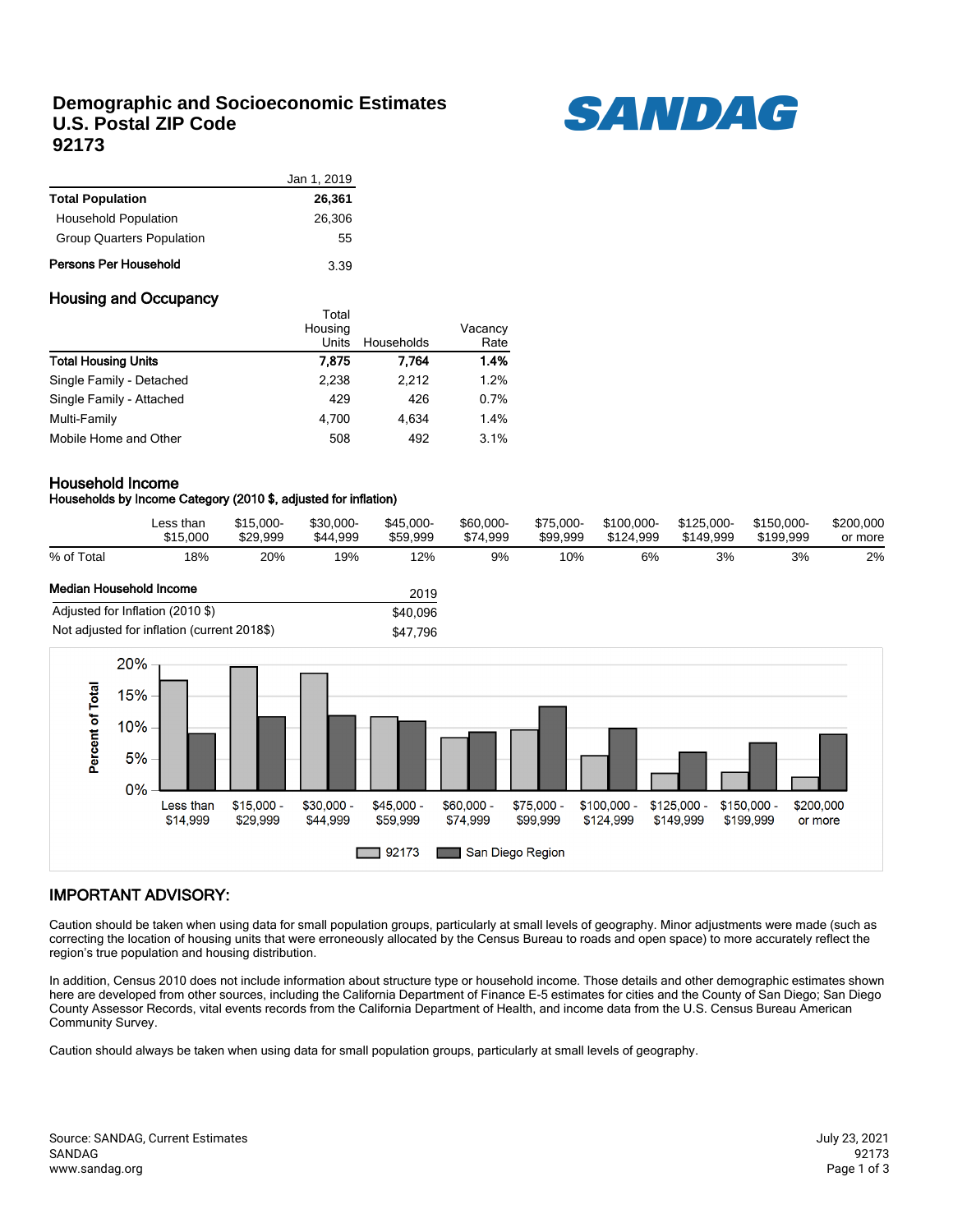# Demographic and Socioeconomic Estimates
# U.S. Postal ZIP Code
# 92173

SANDAG

| | Jan 1, 2019 |
|---|---|
| **Total Population** | **26,361** |
| Household Population | 26,306 |
| Group Quarters Population | 55 |
| **Persons Per Household** | 3.39 |

## Housing and Occupancy

| | Total Housing Units | Households | Vacancy Rate |
|---|---|---|---|
| **Total Housing Units** | **7,875** | **7,764** | **1.4%** |
| Single Family - Detached | 2,238 | 2,212 | 1.2% |
| Single Family - Attached | 429 | 426 | 0.7% |
| Multi-Family | 4,700 | 4,634 | 1.4% |
| Mobile Home and Other | 508 | 492 | 3.1% |

## Household Income

**Households by Income Category (2010 $, adjusted for inflation)**

| | Less than $15,000 | $15,000-$29,999 | $30,000-$44,999 | $45,000-$59,999 | $60,000-$74,999 | $75,000-$99,999 | $100,000-$124,999 | $125,000-$149,999 | $150,000-$199,999 | $200,000 or more |
|---|---|---|---|---|---|---|---|---|---|---|
| % of Total | 18% | 20% | 19% | 12% | 9% | 10% | 6% | 3% | 3% | 2% |

| **Median Household Income** | 2019 |
|---|---|
| Adjusted for Inflation (2010 $) | $40,096 |
| Not adjusted for inflation (current 2018$) | $47,796 |

## IMPORTANT ADVISORY:

Caution should be taken when using data for small population groups, particularly at small levels of geography. Minor adjustments were made (such as correcting the location of housing units that were erroneously allocated by the Census Bureau to roads and open space) to more accurately reflect the region's true population and housing distribution.

In addition, Census 2010 does not include information about structure type or household income. Those details and other demographic estimates shown here are developed from other sources, including the California Department of Finance E-5 estimates for cities and the County of San Diego; San Diego County Assessor Records, vital events records from the California Department of Health, and income data from the U.S. Census Bureau American Community Survey.

Caution should always be taken when using data for small population groups, particularly at small levels of geography.

Source: SANDAG, Current Estimates
SANDAG
www.sandag.org

July 23, 2021
92173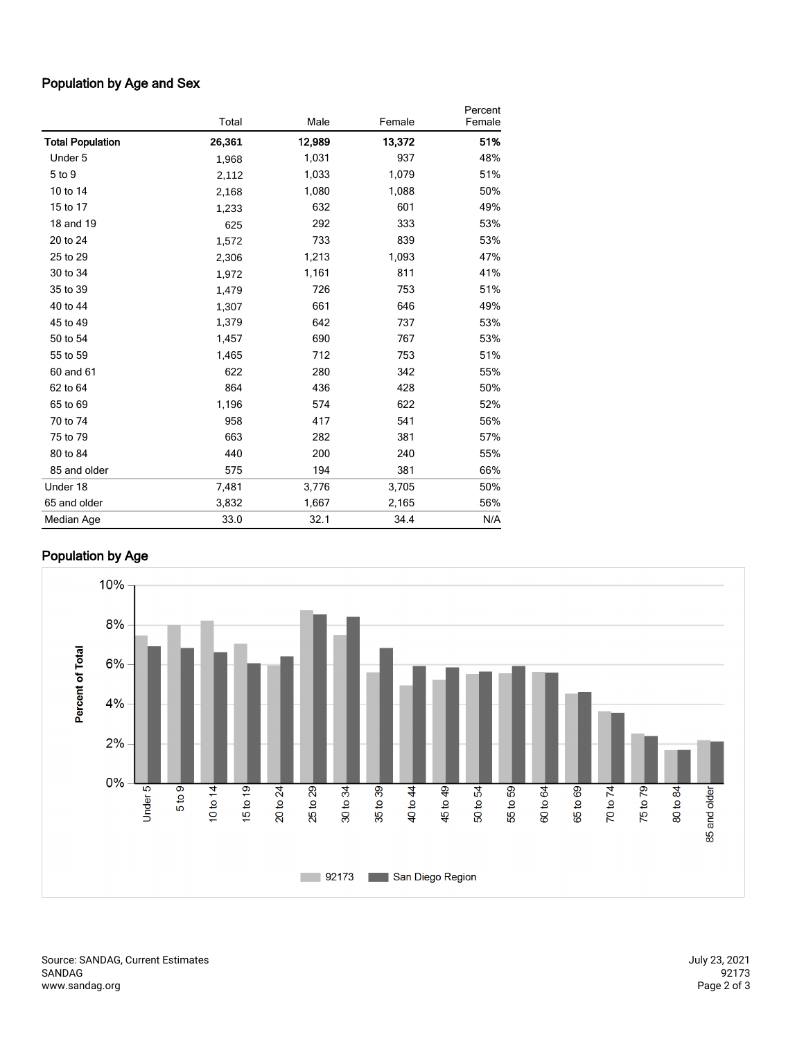## Population by Age and Sex

| | Total | Male | Female | Percent Female |
|---|---|---|---|---|
| **Total Population** | **26,361** | **12,989** | **13,372** | **51%** |
| Under 5 | 1,968 | 1,031 | 937 | 48% |
| 5 to 9 | 2,112 | 1,033 | 1,079 | 51% |
| 10 to 14 | 2,168 | 1,080 | 1,088 | 50% |
| 15 to 17 | 1,233 | 632 | 601 | 49% |
| 18 and 19 | 625 | 292 | 333 | 53% |
| 20 to 24 | 1,572 | 733 | 839 | 53% |
| 25 to 29 | 2,306 | 1,213 | 1,093 | 47% |
| 30 to 34 | 1,972 | 1,161 | 811 | 41% |
| 35 to 39 | 1,479 | 726 | 753 | 51% |
| 40 to 44 | 1,307 | 661 | 646 | 49% |
| 45 to 49 | 1,379 | 642 | 737 | 53% |
| 50 to 54 | 1,457 | 690 | 767 | 53% |
| 55 to 59 | 1,465 | 712 | 753 | 51% |
| 60 and 61 | 622 | 280 | 342 | 55% |
| 62 to 64 | 864 | 436 | 428 | 50% |
| 65 to 69 | 1,196 | 574 | 622 | 52% |
| 70 to 74 | 958 | 417 | 541 | 56% |
| 75 to 79 | 663 | 282 | 381 | 57% |
| 80 to 84 | 440 | 200 | 240 | 55% |
| 85 and older | 575 | 194 | 381 | 66% |
| Under 18 | 7,481 | 3,776 | 3,705 | 50% |
| 65 and older | 3,832 | 1,667 | 2,165 | 56% |
| Median Age | 33.0 | 32.1 | 34.4 | N/A |

## Population by Age

Source: SANDAG, Current Estimates
SANDAG
www.sandag.org

July 23, 2021
92173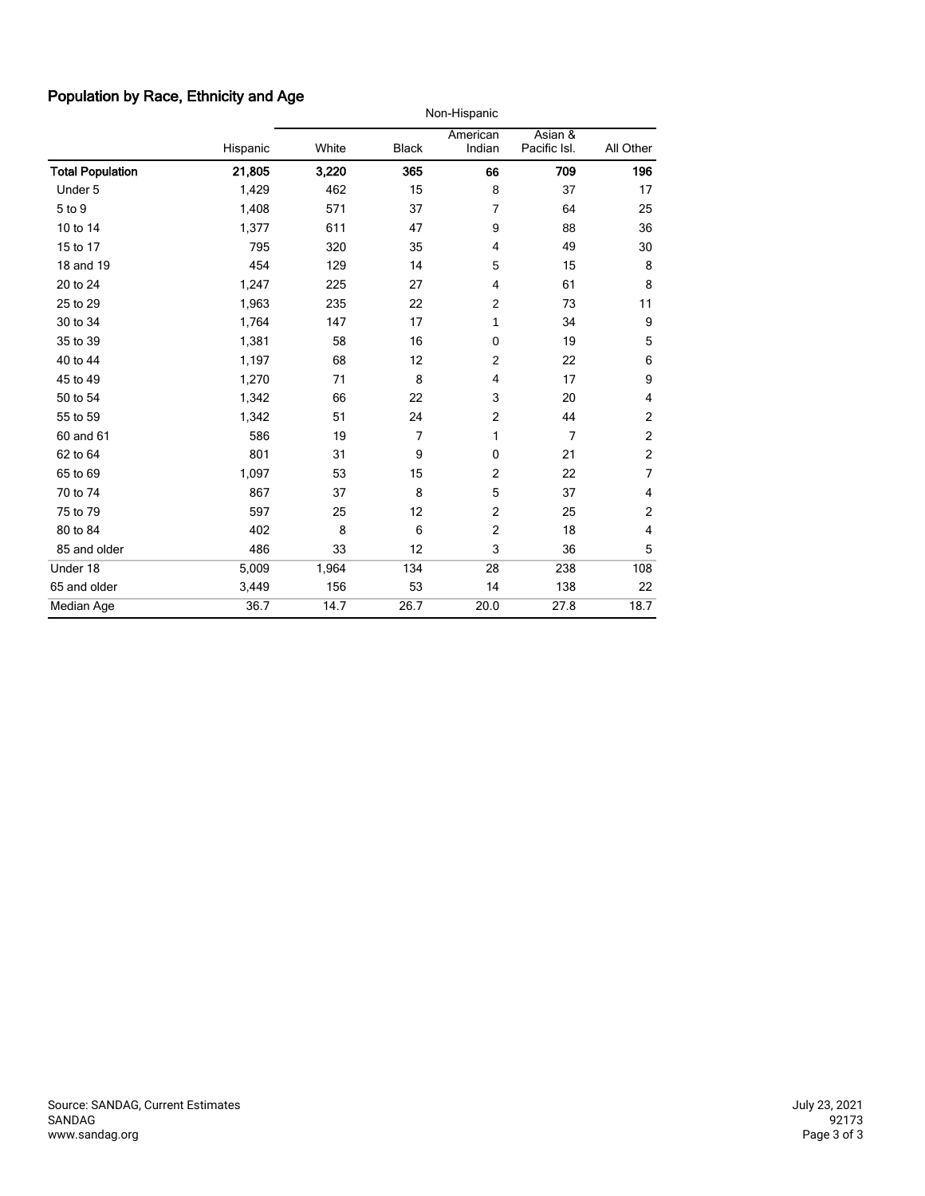## Population by Race, Ethnicity and Age

| | Hispanic | Non-Hispanic | | | | |
|---|---|---|---|---|---|---|
| | | White | Black | American Indian | Asian & Pacific Isl. | All Other |
| **Total Population** | **21,805** | **3,220** | **365** | **66** | **709** | **196** |
| Under 5 | 1,429 | 462 | 15 | 8 | 37 | 17 |
| 5 to 9 | 1,408 | 571 | 37 | 7 | 64 | 25 |
| 10 to 14 | 1,377 | 611 | 47 | 9 | 88 | 36 |
| 15 to 17 | 795 | 320 | 35 | 4 | 49 | 30 |
| 18 and 19 | 454 | 129 | 14 | 5 | 15 | 8 |
| 20 to 24 | 1,247 | 225 | 27 | 4 | 61 | 8 |
| 25 to 29 | 1,963 | 235 | 22 | 2 | 73 | 11 |
| 30 to 34 | 1,764 | 147 | 17 | 1 | 34 | 9 |
| 35 to 39 | 1,381 | 58 | 16 | 0 | 19 | 5 |
| 40 to 44 | 1,197 | 68 | 12 | 2 | 22 | 6 |
| 45 to 49 | 1,270 | 71 | 8 | 4 | 17 | 9 |
| 50 to 54 | 1,342 | 66 | 22 | 3 | 20 | 4 |
| 55 to 59 | 1,342 | 51 | 24 | 2 | 44 | 2 |
| 60 and 61 | 586 | 19 | 7 | 1 | 7 | 2 |
| 62 to 64 | 801 | 31 | 9 | 0 | 21 | 2 |
| 65 to 69 | 1,097 | 53 | 15 | 2 | 22 | 7 |
| 70 to 74 | 867 | 37 | 8 | 5 | 37 | 4 |
| 75 to 79 | 597 | 25 | 12 | 2 | 25 | 2 |
| 80 to 84 | 402 | 8 | 6 | 2 | 18 | 4 |
| 85 and older | 486 | 33 | 12 | 3 | 36 | 5 |
| Under 18 | 5,009 | 1,964 | 134 | 28 | 238 | 108 |
| 65 and older | 3,449 | 156 | 53 | 14 | 138 | 22 |
| Median Age | 36.7 | 14.7 | 26.7 | 20.0 | 27.8 | 18.7 |

Source: SANDAG, Current Estimates
SANDAG
www.sandag.org

July 23, 2021
92173